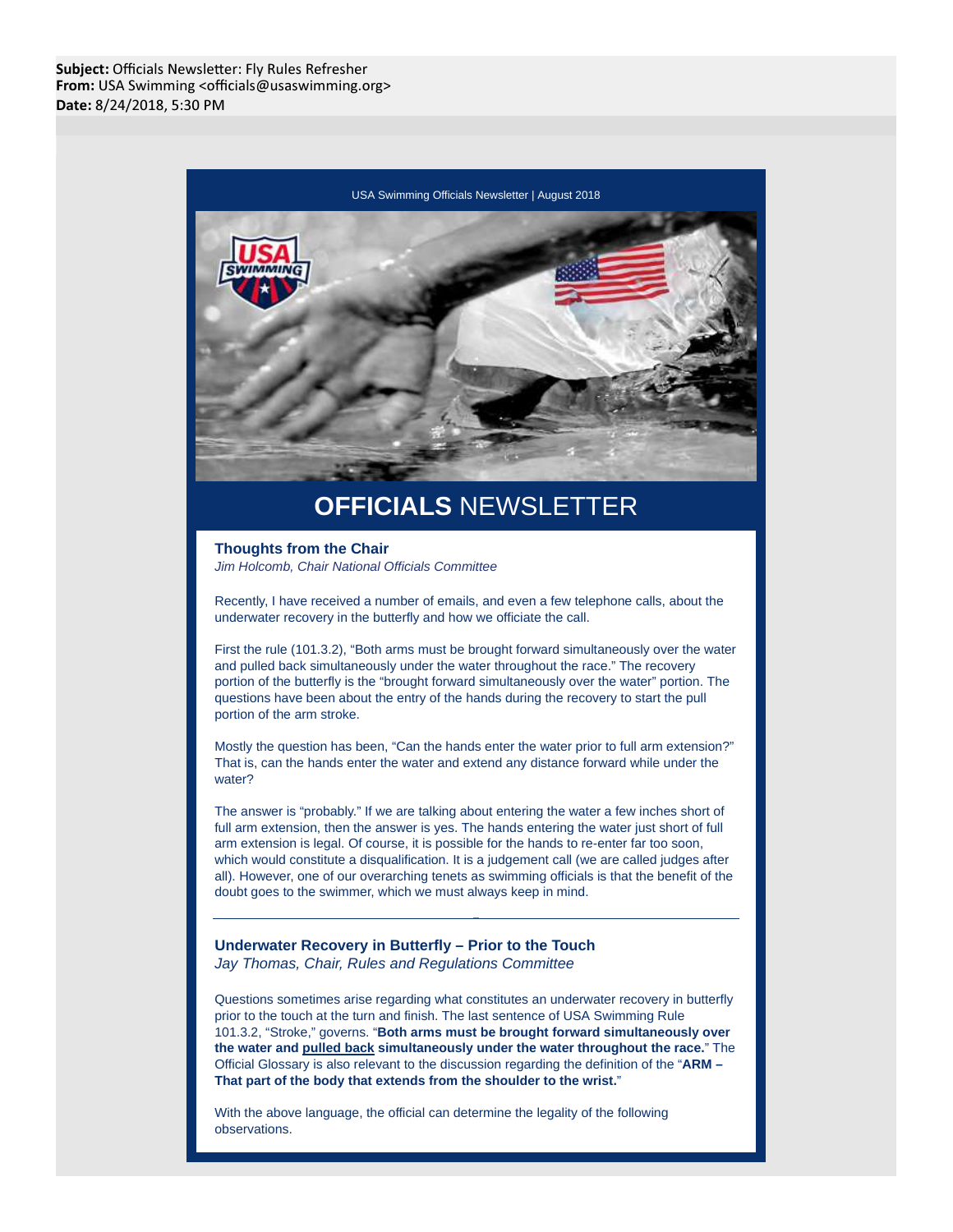**Subject:** Officials Newsletter: Fly Rules Refresher
**From:** USA Swimming <officials@usaswimming.org>
**Date:** 8/24/2018, 5:30 PM

USA Swimming Officials Newsletter | August 2018

# **OFFICIALS** NEWSLETTER

### Thoughts from the Chair

*Jim Holcomb, Chair National Officials Committee*

Recently, I have received a number of emails, and even a few telephone calls, about the underwater recovery in the butterfly and how we officiate the call.

First the rule (101.3.2), "Both arms must be brought forward simultaneously over the water and pulled back simultaneously under the water throughout the race." The recovery portion of the butterfly is the "brought forward simultaneously over the water" portion. The questions have been about the entry of the hands during the recovery to start the pull portion of the arm stroke.

Mostly the question has been, "Can the hands enter the water prior to full arm extension?" That is, can the hands enter the water and extend any distance forward while under the water?

The answer is "probably." If we are talking about entering the water a few inches short of full arm extension, then the answer is yes. The hands entering the water just short of full arm extension is legal. Of course, it is possible for the hands to re-enter far too soon, which would constitute a disqualification. It is a judgement call (we are called judges after all). However, one of our overarching tenets as swimming officials is that the benefit of the doubt goes to the swimmer, which we must always keep in mind.

---

### Underwater Recovery in Butterfly – Prior to the Touch

*Jay Thomas, Chair, Rules and Regulations Committee*

Questions sometimes arise regarding what constitutes an underwater recovery in butterfly prior to the touch at the turn and finish. The last sentence of USA Swimming Rule 101.3.2, "Stroke," governs. "**Both arms must be brought forward simultaneously over the water and <u>pulled back</u> simultaneously under the water throughout the race.**" The Official Glossary is also relevant to the discussion regarding the definition of the "**ARM – That part of the body that extends from the shoulder to the wrist.**"

With the above language, the official can determine the legality of the following observations.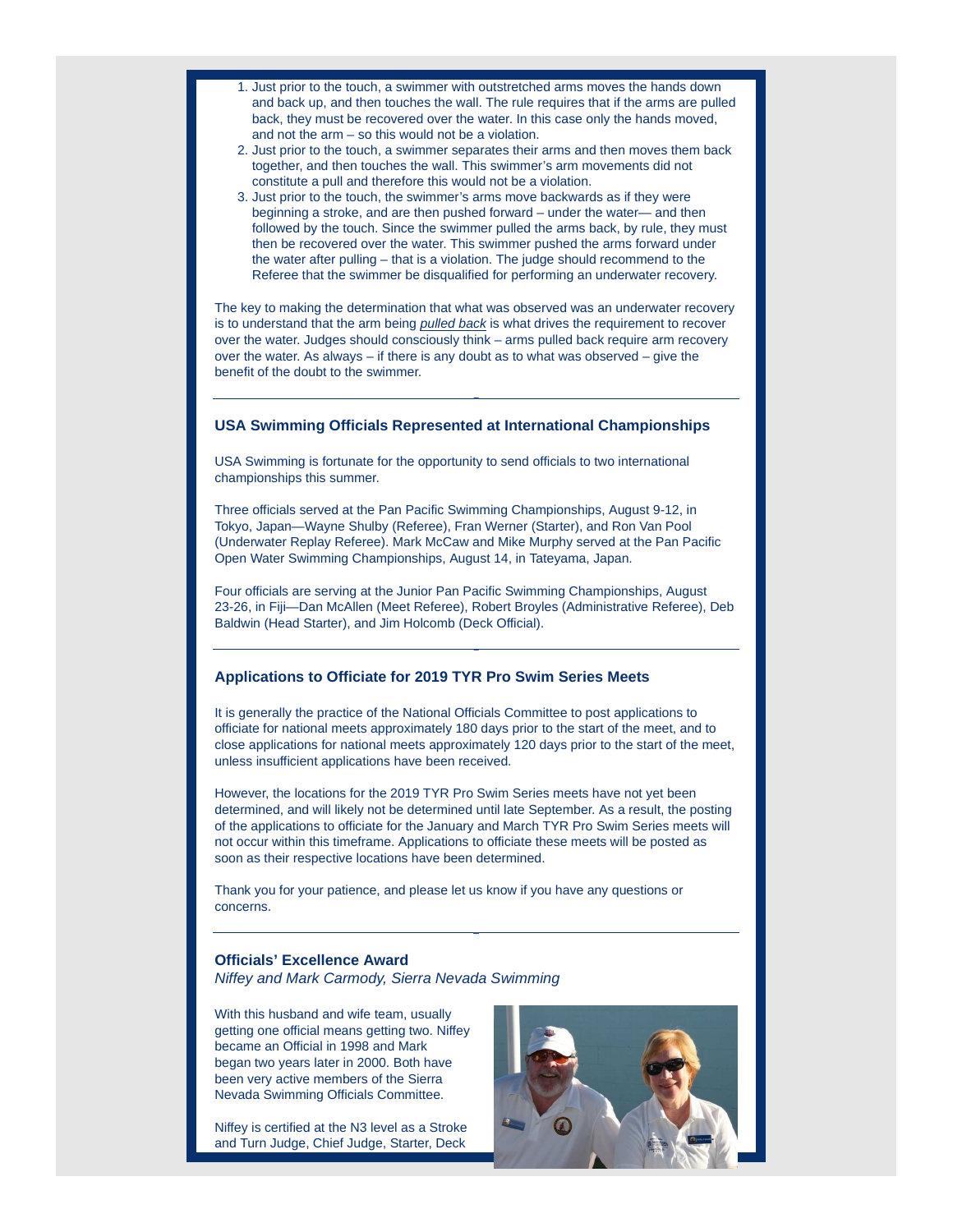1. Just prior to the touch, a swimmer with outstretched arms moves the hands down and back up, and then touches the wall. The rule requires that if the arms are pulled back, they must be recovered over the water. In this case only the hands moved, and not the arm – so this would not be a violation.
2. Just prior to the touch, a swimmer separates their arms and then moves them back together, and then touches the wall. This swimmer's arm movements did not constitute a pull and therefore this would not be a violation.
3. Just prior to the touch, the swimmer's arms move backwards as if they were beginning a stroke, and are then pushed forward – under the water— and then followed by the touch. Since the swimmer pulled the arms back, by rule, they must then be recovered over the water. This swimmer pushed the arms forward under the water after pulling – that is a violation. The judge should recommend to the Referee that the swimmer be disqualified for performing an underwater recovery.

The key to making the determination that what was observed was an underwater recovery is to understand that the arm being *pulled back* is what drives the requirement to recover over the water. Judges should consciously think – arms pulled back require arm recovery over the water. As always – if there is any doubt as to what was observed – give the benefit of the doubt to the swimmer.

---

### USA Swimming Officials Represented at International Championships

USA Swimming is fortunate for the opportunity to send officials to two international championships this summer.

Three officials served at the Pan Pacific Swimming Championships, August 9-12, in Tokyo, Japan—Wayne Shulby (Referee), Fran Werner (Starter), and Ron Van Pool (Underwater Replay Referee). Mark McCaw and Mike Murphy served at the Pan Pacific Open Water Swimming Championships, August 14, in Tateyama, Japan.

Four officials are serving at the Junior Pan Pacific Swimming Championships, August 23-26, in Fiji—Dan McAllen (Meet Referee), Robert Broyles (Administrative Referee), Deb Baldwin (Head Starter), and Jim Holcomb (Deck Official).

---

### Applications to Officiate for 2019 TYR Pro Swim Series Meets

It is generally the practice of the National Officials Committee to post applications to officiate for national meets approximately 180 days prior to the start of the meet, and to close applications for national meets approximately 120 days prior to the start of the meet, unless insufficient applications have been received.

However, the locations for the 2019 TYR Pro Swim Series meets have not yet been determined, and will likely not be determined until late September. As a result, the posting of the applications to officiate for the January and March TYR Pro Swim Series meets will not occur within this timeframe. Applications to officiate these meets will be posted as soon as their respective locations have been determined.

Thank you for your patience, and please let us know if you have any questions or concerns.

---

### Officials' Excellence Award

*Niffey and Mark Carmody, Sierra Nevada Swimming*

With this husband and wife team, usually getting one official means getting two. Niffey became an Official in 1998 and Mark began two years later in 2000. Both have been very active members of the Sierra Nevada Swimming Officials Committee.

Niffey is certified at the N3 level as a Stroke and Turn Judge, Chief Judge, Starter, Deck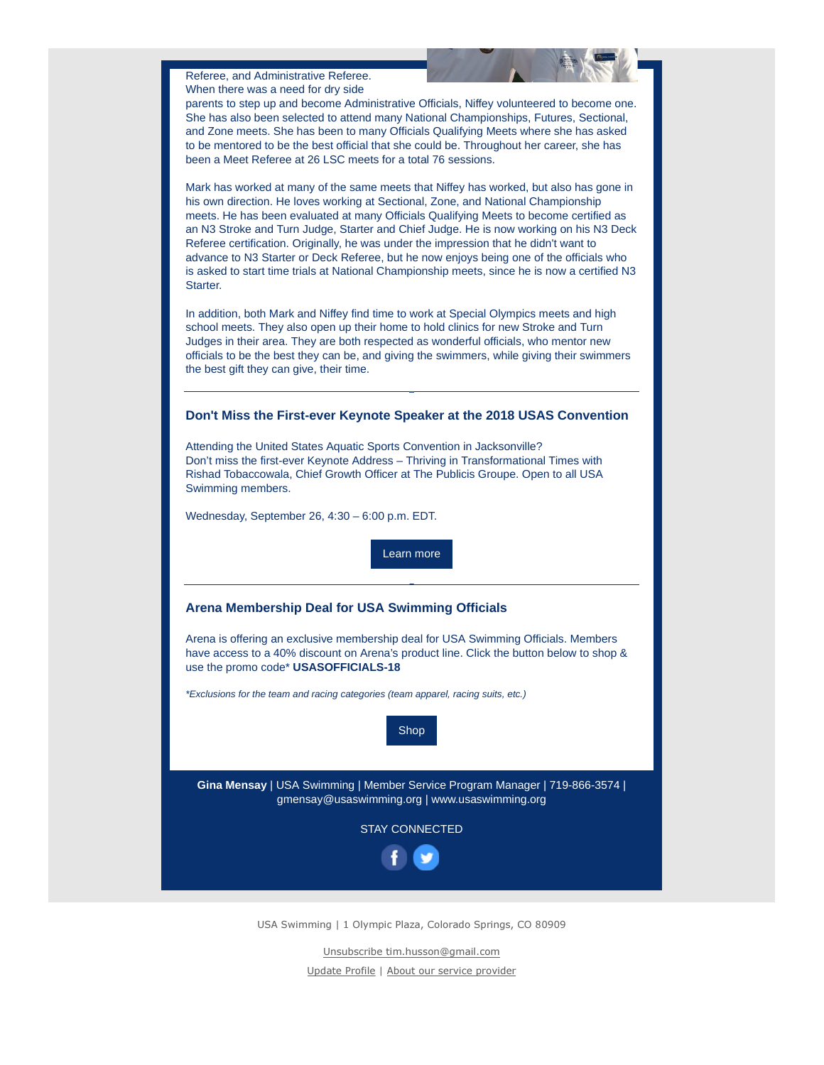Referee, and Administrative Referee. When there was a need for dry side parents to step up and become Administrative Officials, Niffey volunteered to become one. She has also been selected to attend many National Championships, Futures, Sectional, and Zone meets. She has been to many Officials Qualifying Meets where she has asked to be mentored to be the best official that she could be. Throughout her career, she has been a Meet Referee at 26 LSC meets for a total 76 sessions.

Mark has worked at many of the same meets that Niffey has worked, but also has gone in his own direction. He loves working at Sectional, Zone, and National Championship meets. He has been evaluated at many Officials Qualifying Meets to become certified as an N3 Stroke and Turn Judge, Starter and Chief Judge. He is now working on his N3 Deck Referee certification. Originally, he was under the impression that he didn't want to advance to N3 Starter or Deck Referee, but he now enjoys being one of the officials who is asked to start time trials at National Championship meets, since he is now a certified N3 Starter.

In addition, both Mark and Niffey find time to work at Special Olympics meets and high school meets. They also open up their home to hold clinics for new Stroke and Turn Judges in their area. They are both respected as wonderful officials, who mentor new officials to be the best they can be, and giving the swimmers, while giving their swimmers the best gift they can give, their time.

---

## Don't Miss the First-ever Keynote Speaker at the 2018 USAS Convention

Attending the United States Aquatic Sports Convention in Jacksonville?
Don't miss the first-ever Keynote Address – Thriving in Transformational Times with Rishad Tobaccowala, Chief Growth Officer at The Publicis Groupe. Open to all USA Swimming members.

Wednesday, September 26, 4:30 – 6:00 p.m. EDT.

Learn more

---

## Arena Membership Deal for USA Swimming Officials

Arena is offering an exclusive membership deal for USA Swimming Officials. Members have access to a 40% discount on Arena's product line. Click the button below to shop & use the promo code* **USASOFFICIALS-18**

*\*Exclusions for the team and racing categories (team apparel, racing suits, etc.)*

Shop

**Gina Mensay** | USA Swimming | Member Service Program Manager | 719-866-3574 | gmensay@usaswimming.org | www.usaswimming.org

STAY CONNECTED

USA Swimming | 1 Olympic Plaza, Colorado Springs, CO 80909

Unsubscribe tim.husson@gmail.com

Update Profile | About our service provider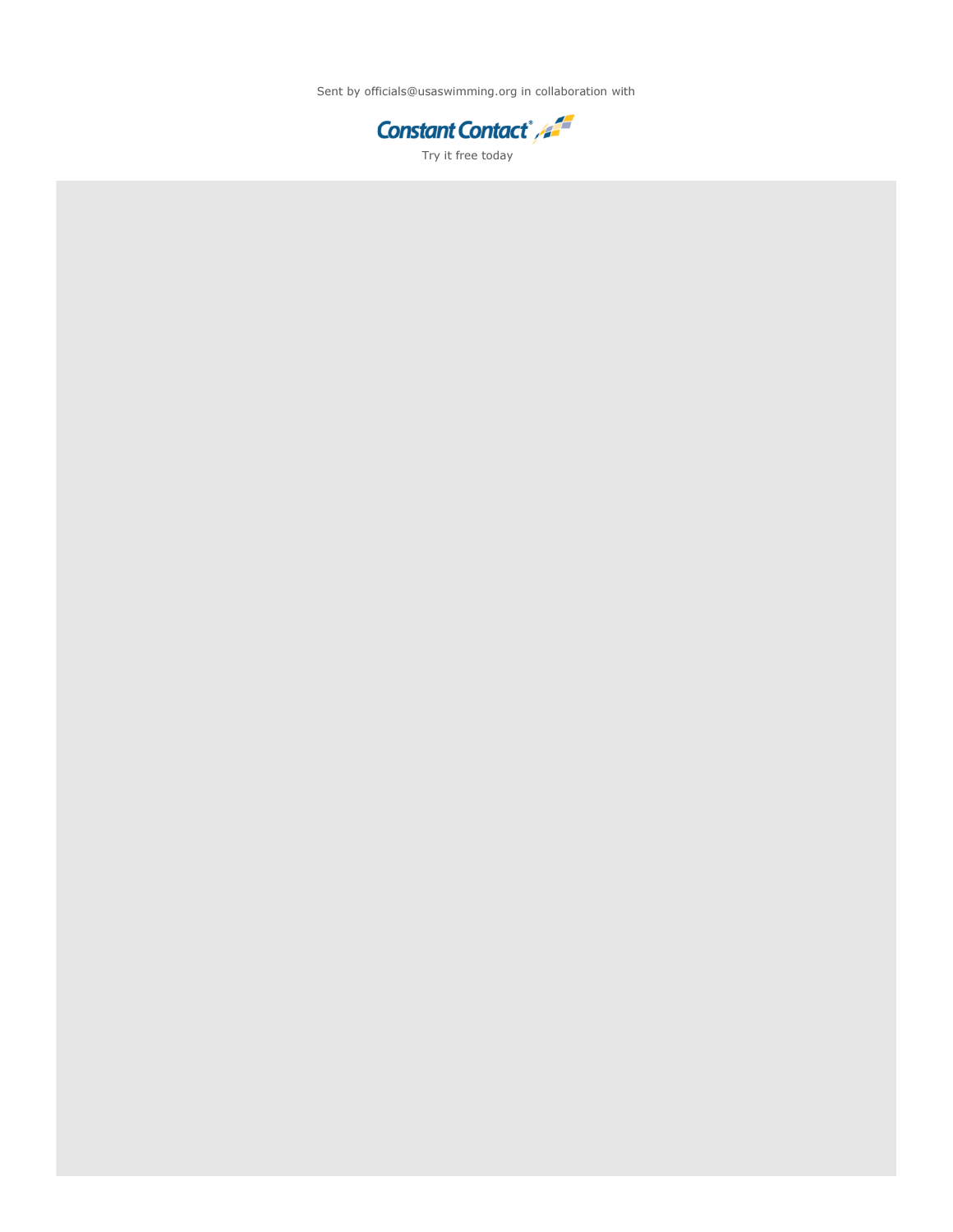Sent by officials@usaswimming.org in collaboration with

Constant Contact

Try it free today